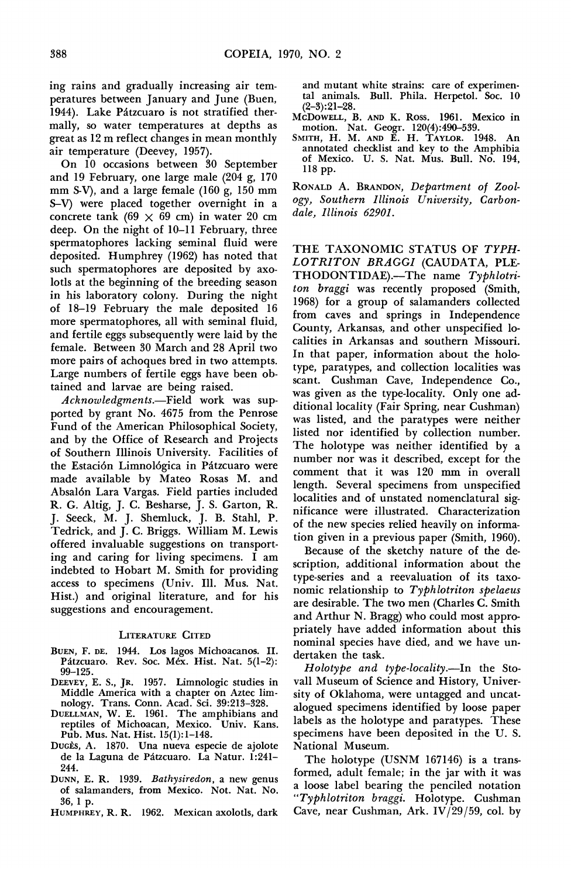ing rains and gradually increasing air temperatures between January and June (Buen, 1944). Lake Pátzcuaro is not stratified thermally, so water temperatures at depths as great as 12 m reflect changes in mean monthly air temperature (Deevey, 1957).

On 10 occasions between 30 September and 19 February, one large male (204 g, 170 mm S-V), and a large female (160 g, 150 mm S-V) were placed together overnight in a concrete tank (69 × 69 cm) in water 20 cm deep. On the night of 10–11 February, three spermatophores lacking seminal fluid were deposited. Humphrey (1962) has noted that such spermatophores are deposited by axolotls at the beginning of the breeding season in his laboratory colony. During the night of 18–19 February the male deposited 16 more spermatophores, all with seminal fluid, and fertile eggs subsequently were laid by the female. Between 30 March and 28 April two more pairs of achoques bred in two attempts. Large numbers of fertile eggs have been obtained and larvae are being raised.

*Acknowledgments.*—Field work was supported by grant No. 4675 from the Penrose Fund of the American Philosophical Society, and by the Office of Research and Projects of Southern Illinois University. Facilities of the Estación Limnológica in Pátzcuaro were made available by Mateo Rosas M. and Absalón Lara Vargas. Field parties included R. G. Altig, J. C. Besharse, J. S. Garton, R. J. Seeck, M. J. Shemluck, J. B. Stahl, P. Tedrick, and J. C. Briggs. William M. Lewis offered invaluable suggestions on transporting and caring for living specimens. I am indebted to Hobart M. Smith for providing access to specimens (Univ. Ill. Mus. Nat. Hist.) and original literature, and for his suggestions and encouragement.

## Literature Cited

Buen, F. de. 1944. Los lagos Michoacanos. II. Pátzcuaro. Rev. Soc. Méx. Hist. Nat. 5(1–2): 99–125.

Deevey, E. S., Jr. 1957. Limnologic studies in Middle America with a chapter on Aztec limnology. Trans. Conn. Acad. Sci. 39:213–328.

Duellman, W. E. 1961. The amphibians and reptiles of Michoacan, Mexico. Univ. Kans. Pub. Mus. Nat. Hist. 15(1):1–148.

Dugès, A. 1870. Una nueva especie de ajolote de la Laguna de Pátzcuaro. La Natur. 1:241–244.

Dunn, E. R. 1939. *Bathysiredon*, a new genus of salamanders, from Mexico. Not. Nat. No. 36, 1 p.

Humphrey, R. R. 1962. Mexican axolotls, dark and mutant white strains: care of experimental animals. Bull. Phila. Herpetol. Soc. 10 (2–3):21–28.

McDowell, B. and K. Ross. 1961. Mexico in motion. Nat. Geogr. 120(4):490–539.

Smith, H. M. and E. H. Taylor. 1948. An annotated checklist and key to the Amphibia of Mexico. U. S. Nat. Mus. Bull. No. 194, 118 pp.

Ronald A. Brandon, *Department of Zoology, Southern Illinois University, Carbondale, Illinois 62901.*

## THE TAXONOMIC STATUS OF *TYPHLOTRITON BRAGGI* (CAUDATA, PLETHODONTIDAE).

—The name *Typhlotriton braggi* was recently proposed (Smith, 1968) for a group of salamanders collected from caves and springs in Independence County, Arkansas, and other unspecified localities in Arkansas and southern Missouri. In that paper, information about the holotype, paratypes, and collection localities was scant. Cushman Cave, Independence Co., was given as the type-locality. Only one additional locality (Fair Spring, near Cushman) was listed, and the paratypes were neither listed nor identified by collection number. The holotype was neither identified by a number nor was it described, except for the comment that it was 120 mm in overall length. Several specimens from unspecified localities and of unstated nomenclatural significance were illustrated. Characterization of the new species relied heavily on information given in a previous paper (Smith, 1960).

Because of the sketchy nature of the description, additional information about the type-series and a reevaluation of its taxonomic relationship to *Typhlotriton spelaeus* are desirable. The two men (Charles C. Smith and Arthur N. Bragg) who could most appropriately have added information about this nominal species have died, and we have undertaken the task.

*Holotype and type-locality.*—In the Stovall Museum of Science and History, University of Oklahoma, were untagged and uncatalogued specimens identified by loose paper labels as the holotype and paratypes. These specimens have been deposited in the U. S. National Museum.

The holotype (USNM 167146) is a transformed, adult female; in the jar with it was a loose label bearing the penciled notation "*Typhlotriton braggi*. Holotype. Cushman Cave, near Cushman, Ark. IV/29/59, col. by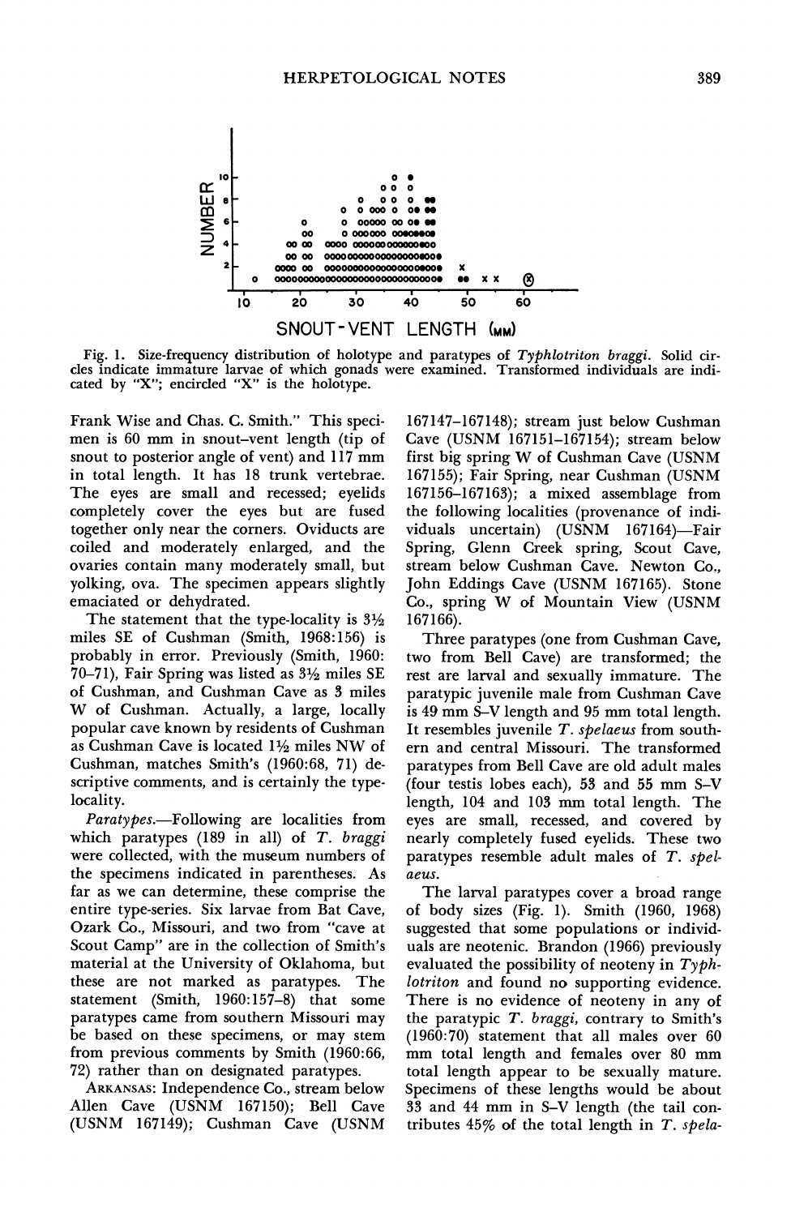Fig. 1. Size-frequency distribution of holotype and paratypes of *Typhlotriton braggi*. Solid circles indicate immature larvae of which gonads were examined. Transformed individuals are indicated by "X"; encircled "X" is the holotype.

Frank Wise and Chas. C. Smith." This specimen is 60 mm in snout-vent length (tip of snout to posterior angle of vent) and 117 mm in total length. It has 18 trunk vertebrae. The eyes are small and recessed; eyelids completely cover the eyes but are fused together only near the corners. Oviducts are coiled and moderately enlarged, and the ovaries contain many moderately small, but yolking, ova. The specimen appears slightly emaciated or dehydrated.

The statement that the type-locality is 3½ miles SE of Cushman (Smith, 1968:156) is probably in error. Previously (Smith, 1960: 70–71), Fair Spring was listed as 3½ miles SE of Cushman, and Cushman Cave as 3 miles W of Cushman. Actually, a large, locally popular cave known by residents of Cushman as Cushman Cave is located 1½ miles NW of Cushman, matches Smith's (1960:68, 71) descriptive comments, and is certainly the type-locality.

*Paratypes.*—Following are localities from which paratypes (189 in all) of *T. braggi* were collected, with the museum numbers of the specimens indicated in parentheses. As far as we can determine, these comprise the entire type-series. Six larvae from Bat Cave, Ozark Co., Missouri, and two from "cave at Scout Camp" are in the collection of Smith's material at the University of Oklahoma, but these are not marked as paratypes. The statement (Smith, 1960:157–8) that some paratypes came from southern Missouri may be based on these specimens, or may stem from previous comments by Smith (1960:66, 72) rather than on designated paratypes.

ARKANSAS: Independence Co., stream below Allen Cave (USNM 167150); Bell Cave (USNM 167149); Cushman Cave (USNM 167147–167148); stream just below Cushman Cave (USNM 167151–167154); stream below first big spring W of Cushman Cave (USNM 167155); Fair Spring, near Cushman (USNM 167156–167163); a mixed assemblage from the following localities (provenance of individuals uncertain) (USNM 167164)—Fair Spring, Glenn Creek spring, Scout Cave, stream below Cushman Cave. Newton Co., John Eddings Cave (USNM 167165). Stone Co., spring W of Mountain View (USNM 167166).

Three paratypes (one from Cushman Cave, two from Bell Cave) are transformed; the rest are larval and sexually immature. The paratypic juvenile male from Cushman Cave is 49 mm S–V length and 95 mm total length. It resembles juvenile *T. spelaeus* from southern and central Missouri. The transformed paratypes from Bell Cave are old adult males (four testis lobes each), 53 and 55 mm S–V length, 104 and 103 mm total length. The eyes are small, recessed, and covered by nearly completely fused eyelids. These two paratypes resemble adult males of *T. spelaeus*.

The larval paratypes cover a broad range of body sizes (Fig. 1). Smith (1960, 1968) suggested that some populations or individuals are neotenic. Brandon (1966) previously evaluated the possibility of neoteny in *Typhlotriton* and found no supporting evidence. There is no evidence of neoteny in any of the paratypic *T. braggi*, contrary to Smith's (1960:70) statement that all males over 60 mm total length and females over 80 mm total length appear to be sexually mature. Specimens of these lengths would be about 33 and 44 mm in S–V length (the tail contributes 45% of the total length in *T. spela-*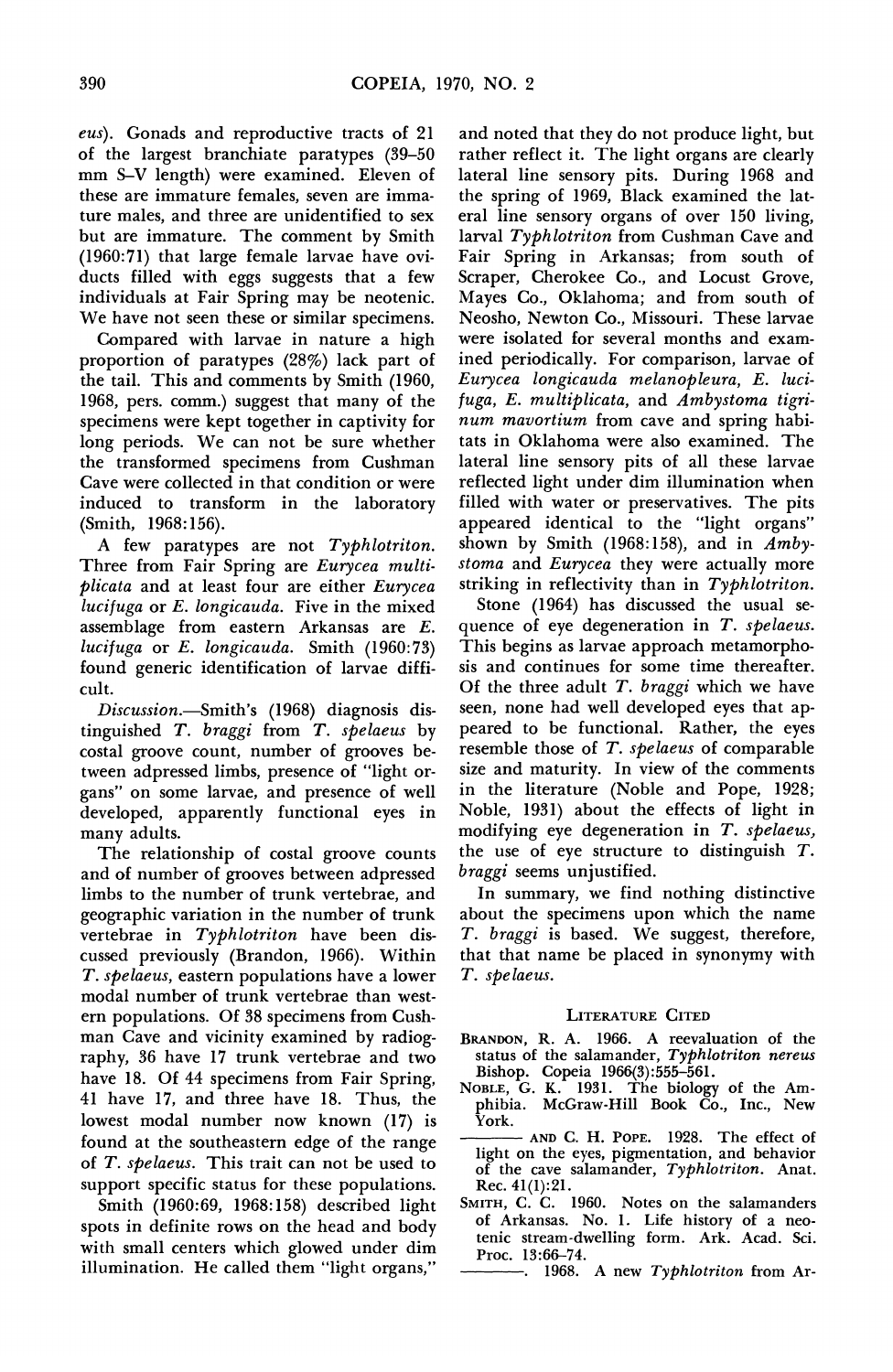*eus*). Gonads and reproductive tracts of 21 of the largest branchiate paratypes (39–50 mm S–V length) were examined. Eleven of these are immature females, seven are immature males, and three are unidentified to sex but are immature. The comment by Smith (1960:71) that large female larvae have oviducts filled with eggs suggests that a few individuals at Fair Spring may be neotenic. We have not seen these or similar specimens.

Compared with larvae in nature a high proportion of paratypes (28%) lack part of the tail. This and comments by Smith (1960, 1968, pers. comm.) suggest that many of the specimens were kept together in captivity for long periods. We can not be sure whether the transformed specimens from Cushman Cave were collected in that condition or were induced to transform in the laboratory (Smith, 1968:156).

A few paratypes are not *Typhlotriton*. Three from Fair Spring are *Eurycea multiplicata* and at least four are either *Eurycea lucifuga* or *E. longicauda*. Five in the mixed assemblage from eastern Arkansas are *E. lucifuga* or *E. longicauda*. Smith (1960:73) found generic identification of larvae difficult.

*Discussion.*—Smith's (1968) diagnosis distinguished *T. braggi* from *T. spelaeus* by costal groove count, number of grooves between adpressed limbs, presence of "light organs" on some larvae, and presence of well developed, apparently functional eyes in many adults.

The relationship of costal groove counts and of number of grooves between adpressed limbs to the number of trunk vertebrae, and geographic variation in the number of trunk vertebrae in *Typhlotriton* have been discussed previously (Brandon, 1966). Within *T. spelaeus*, eastern populations have a lower modal number of trunk vertebrae than western populations. Of 38 specimens from Cushman Cave and vicinity examined by radiography, 36 have 17 trunk vertebrae and two have 18. Of 44 specimens from Fair Spring, 41 have 17, and three have 18. Thus, the lowest modal number now known (17) is found at the southeastern edge of the range of *T. spelaeus*. This trait can not be used to support specific status for these populations.

Smith (1960:69, 1968:158) described light spots in definite rows on the head and body with small centers which glowed under dim illumination. He called them "light organs," and noted that they do not produce light, but rather reflect it. The light organs are clearly lateral line sensory pits. During 1968 and the spring of 1969, Black examined the lateral line sensory organs of over 150 living, larval *Typhlotriton* from Cushman Cave and Fair Spring in Arkansas; from south of Scraper, Cherokee Co., and Locust Grove, Mayes Co., Oklahoma; and from south of Neosho, Newton Co., Missouri. These larvae were isolated for several months and examined periodically. For comparison, larvae of *Eurycea longicauda melanopleura*, *E. lucifuga*, *E. multiplicata*, and *Ambystoma tigrinum mavortium* from cave and spring habitats in Oklahoma were also examined. The lateral line sensory pits of all these larvae reflected light under dim illumination when filled with water or preservatives. The pits appeared identical to the "light organs" shown by Smith (1968:158), and in *Ambystoma* and *Eurycea* they were actually more striking in reflectivity than in *Typhlotriton*.

Stone (1964) has discussed the usual sequence of eye degeneration in *T. spelaeus*. This begins as larvae approach metamorphosis and continues for some time thereafter. Of the three adult *T. braggi* which we have seen, none had well developed eyes that appeared to be functional. Rather, the eyes resemble those of *T. spelaeus* of comparable size and maturity. In view of the comments in the literature (Noble and Pope, 1928; Noble, 1931) about the effects of light in modifying eye degeneration in *T. spelaeus*, the use of eye structure to distinguish *T. braggi* seems unjustified.

In summary, we find nothing distinctive about the specimens upon which the name *T. braggi* is based. We suggest, therefore, that that name be placed in synonymy with *T. spelaeus*.

## Literature Cited

Brandon, R. A. 1966. A reevaluation of the status of the salamander, *Typhlotriton nereus* Bishop. Copeia 1966(3):555–561.

Noble, G. K. 1931. The biology of the Amphibia. McGraw-Hill Book Co., Inc., New York.

——— and C. H. Pope. 1928. The effect of light on the eyes, pigmentation, and behavior of the cave salamander, *Typhlotriton*. Anat. Rec. 41(1):21.

Smith, C. C. 1960. Notes on the salamanders of Arkansas. No. 1. Life history of a neotenic stream-dwelling form. Ark. Acad. Sci. Proc. 13:66–74.

———. 1968. A new *Typhlotriton* from Ar-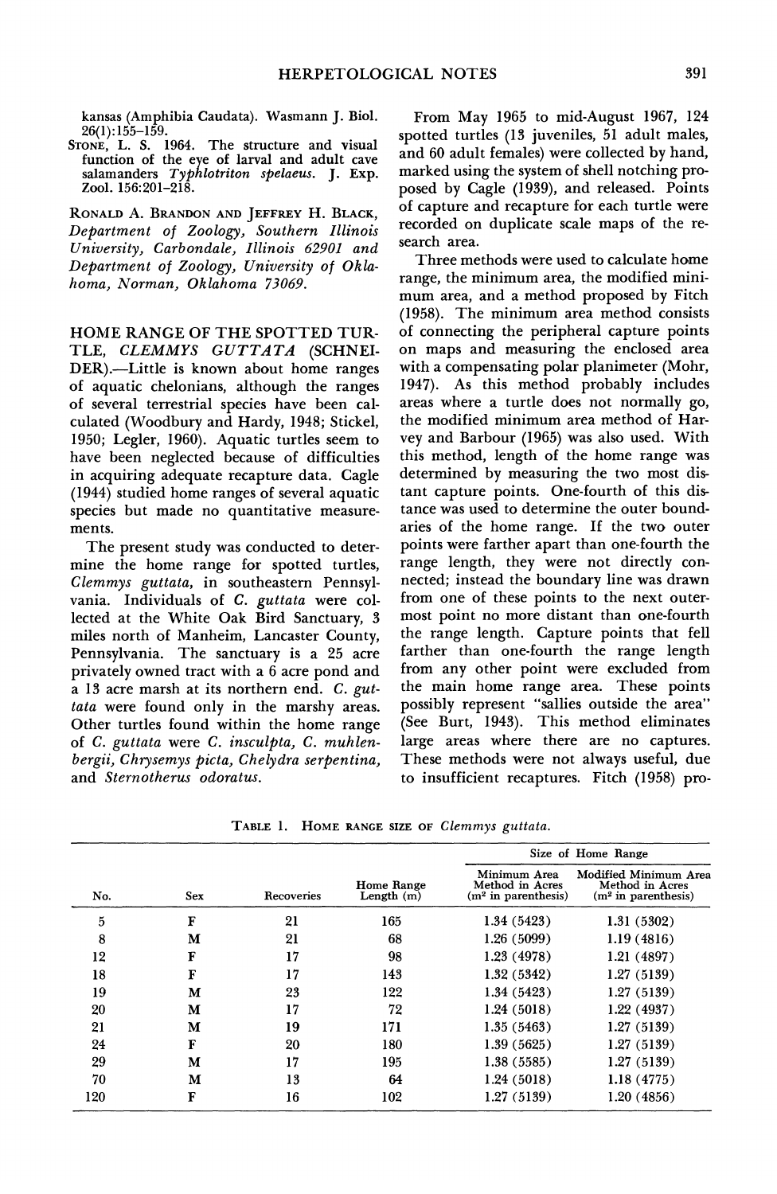kansas (Amphibia Caudata). Wasmann J. Biol. 26(1):155–159.

STONE, L. S. 1964. The structure and visual function of the eye of larval and adult cave salamanders *Typhlotriton spelaeus*. J. Exp. Zool. 156:201–218.

RONALD A. BRANDON AND JEFFREY H. BLACK, *Department of Zoology, Southern Illinois University, Carbondale, Illinois 62901 and Department of Zoology, University of Oklahoma, Norman, Oklahoma 73069.*

HOME RANGE OF THE SPOTTED TURTLE, *CLEMMYS GUTTATA* (SCHNEIDER).—Little is known about home ranges of aquatic chelonians, although the ranges of several terrestrial species have been calculated (Woodbury and Hardy, 1948; Stickel, 1950; Legler, 1960). Aquatic turtles seem to have been neglected because of difficulties in acquiring adequate recapture data. Cagle (1944) studied home ranges of several aquatic species but made no quantitative measurements.

The present study was conducted to determine the home range for spotted turtles, *Clemmys guttata*, in southeastern Pennsylvania. Individuals of *C. guttata* were collected at the White Oak Bird Sanctuary, 3 miles north of Manheim, Lancaster County, Pennsylvania. The sanctuary is a 25 acre privately owned tract with a 6 acre pond and a 13 acre marsh at its northern end. *C. guttata* were found only in the marshy areas. Other turtles found within the home range of *C. guttata* were *C. insculpta*, *C. muhlenbergii*, *Chrysemys picta*, *Chelydra serpentina*, and *Sternotherus odoratus*.

From May 1965 to mid-August 1967, 124 spotted turtles (13 juveniles, 51 adult males, and 60 adult females) were collected by hand, marked using the system of shell notching proposed by Cagle (1939), and released. Points of capture and recapture for each turtle were recorded on duplicate scale maps of the research area.

Three methods were used to calculate home range, the minimum area, the modified minimum area, and a method proposed by Fitch (1958). The minimum area method consists of connecting the peripheral capture points on maps and measuring the enclosed area with a compensating polar planimeter (Mohr, 1947). As this method probably includes areas where a turtle does not normally go, the modified minimum area method of Harvey and Barbour (1965) was also used. With this method, length of the home range was determined by measuring the two most distant capture points. One-fourth of this distance was used to determine the outer boundaries of the home range. If the two outer points were farther apart than one-fourth the range length, they were not directly connected; instead the boundary line was drawn from one of these points to the next outermost point no more distant than one-fourth the range length. Capture points that fell farther than one-fourth the range length from any other point were excluded from the main home range area. These points possibly represent "sallies outside the area" (See Burt, 1943). This method eliminates large areas where there are no captures. These methods were not always useful, due to insufficient recaptures. Fitch (1958) pro-

TABLE 1. HOME RANGE SIZE OF *Clemmys guttata*.

| No. | Sex | Recoveries | Home Range Length (m) | Size of Home Range: Minimum Area Method in Acres ($m^2$ in parenthesis) | Modified Minimum Area Method in Acres ($m^2$ in parenthesis) |
|---|---|---|---|---|---|
| 5 | F | 21 | 165 | 1.34 (5423) | 1.31 (5302) |
| 8 | M | 21 | 68 | 1.26 (5099) | 1.19 (4816) |
| 12 | F | 17 | 98 | 1.23 (4978) | 1.21 (4897) |
| 18 | F | 17 | 143 | 1.32 (5342) | 1.27 (5139) |
| 19 | M | 23 | 122 | 1.34 (5423) | 1.27 (5139) |
| 20 | M | 17 | 72 | 1.24 (5018) | 1.22 (4937) |
| 21 | M | 19 | 171 | 1.35 (5463) | 1.27 (5139) |
| 24 | F | 20 | 180 | 1.39 (5625) | 1.27 (5139) |
| 29 | M | 17 | 195 | 1.38 (5585) | 1.27 (5139) |
| 70 | M | 13 | 64 | 1.24 (5018) | 1.18 (4775) |
| 120 | F | 16 | 102 | 1.27 (5139) | 1.20 (4856) |